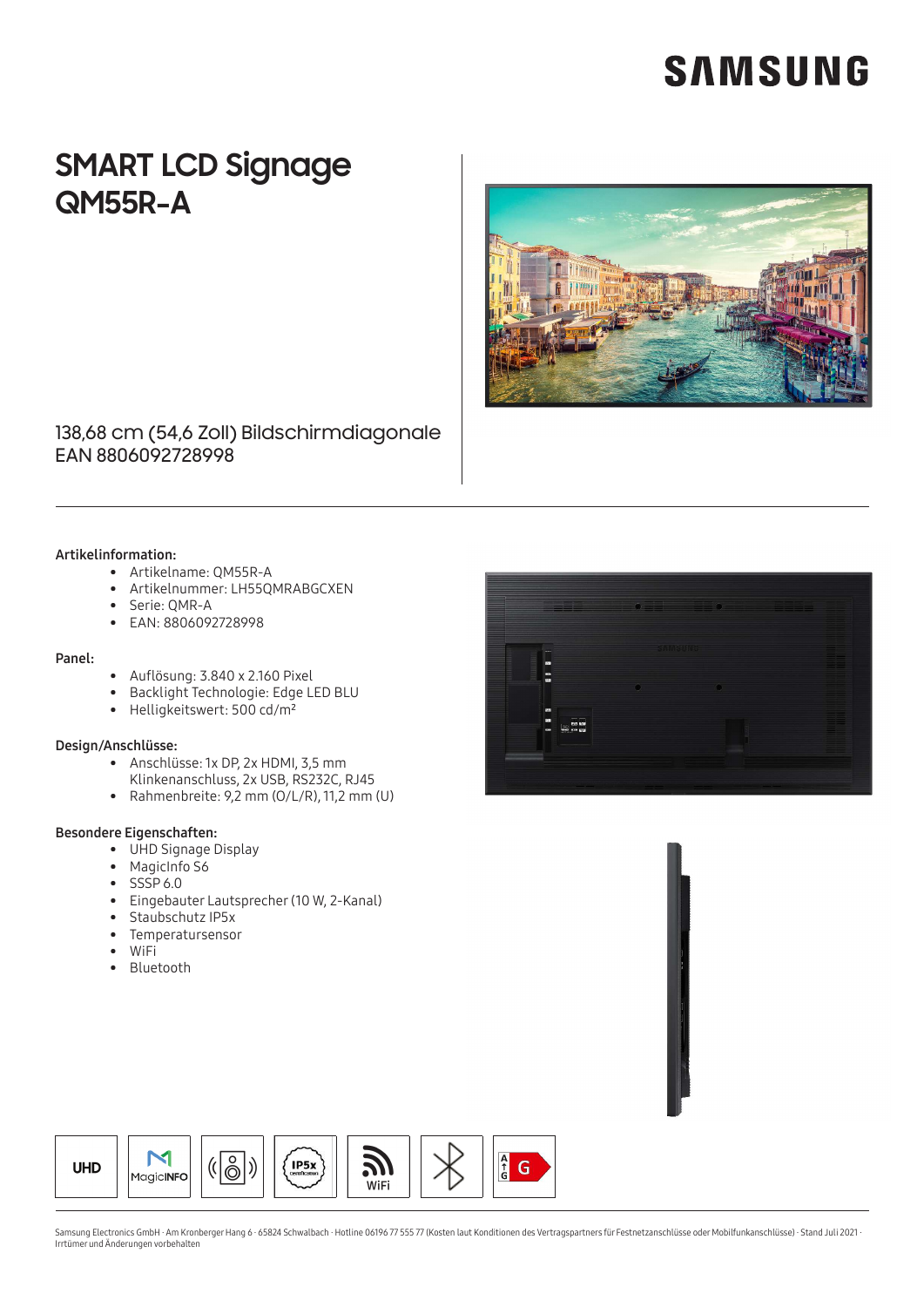# SMART LCD Signage QM55R-A

138,68 cm (54,6 Zoll) Bildschirmdiagonale
EAN 8806092728998

**Artikelinformation:**

- Artikelname: QM55R-A
- Artikelnummer: LH55QMRABGCXEN
- Serie: QMR-A
- EAN: 8806092728998

**Panel:**

- Auflösung: 3.840 x 2.160 Pixel
- Backlight Technologie: Edge LED BLU
- Helligkeitswert: 500 cd/m²

**Design/Anschlüsse:**

- Anschlüsse: 1x DP, 2x HDMI, 3,5 mm Klinkenanschluss, 2x USB, RS232C, RJ45
- Rahmenbreite: 9,2 mm (O/L/R), 11,2 mm (U)

**Besondere Eigenschaften:**

- UHD Signage Display
- MagicInfo S6
- SSSP 6.0
- Eingebauter Lautsprecher (10 W, 2-Kanal)
- Staubschutz IP5x
- Temperatursensor
- WiFi
- Bluetooth

UHD | MagicINFO | IP5x | WiFi | G

Samsung Electronics GmbH · Am Kronberger Hang 6 · 65824 Schwalbach · Hotline 06196 77 555 77 (Kosten laut Konditionen des Vertragspartners für Festnetzanschlüsse oder Mobilfunkanschlüsse) · Stand Juli 2021 · Irrtümer und Änderungen vorbehalten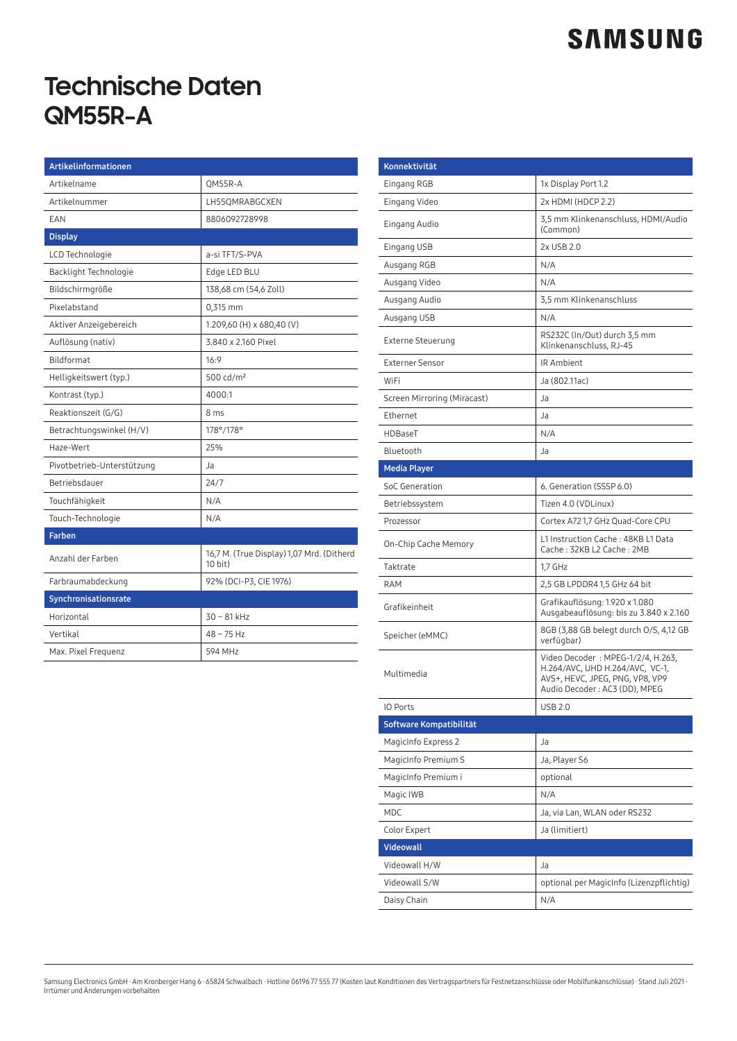# Technische Daten
# QM55R-A

| Artikelinformationen | |
|---|---|
| Artikelname | QM55R-A |
| Artikelnummer | LH55QMRABGCXEN |
| EAN | 8806092728998 |
| **Display** | |
| LCD Technologie | a-si TFT/S-PVA |
| Backlight Technologie | Edge LED BLU |
| Bildschirmgröße | 138,68 cm (54,6 Zoll) |
| Pixelabstand | 0,315 mm |
| Aktiver Anzeigebereich | 1.209,60 (H) x 680,40 (V) |
| Auflösung (nativ) | 3.840 x 2.160 Pixel |
| Bildformat | 16:9 |
| Helligkeitswert (typ.) | 500 cd/m² |
| Kontrast (typ.) | 4000:1 |
| Reaktionszeit (G/G) | 8 ms |
| Betrachtungswinkel (H/V) | 178°/178° |
| Haze-Wert | 25% |
| Pivotbetrieb-Unterstützung | Ja |
| Betriebsdauer | 24/7 |
| Touchfähigkeit | N/A |
| Touch-Technologie | N/A |
| **Farben** | |
| Anzahl der Farben | 16,7 M. (True Display) 1,07 Mrd. (Ditherd 10 bit) |
| Farbraumabdeckung | 92% (DCI-P3, CIE 1976) |
| **Synchronisationsrate** | |
| Horizontal | 30 ~ 81 kHz |
| Vertikal | 48 ~ 75 Hz |
| Max. Pixel Frequenz | 594 MHz |

| Konnektivität | |
|---|---|
| Eingang RGB | 1x Display Port 1.2 |
| Eingang Video | 2x HDMI (HDCP 2.2) |
| Eingang Audio | 3,5 mm Klinkenanschluss, HDMI/Audio (Common) |
| Eingang USB | 2x USB 2.0 |
| Ausgang RGB | N/A |
| Ausgang Video | N/A |
| Ausgang Audio | 3,5 mm Klinkenanschluss |
| Ausgang USB | N/A |
| Externe Steuerung | RS232C (In/Out) durch 3,5 mm Klinkenanschluss, RJ-45 |
| Externer Sensor | IR Ambient |
| WiFi | Ja (802.11ac) |
| Screen Mirroring (Miracast) | Ja |
| Ethernet | Ja |
| HDBaseT | N/A |
| Bluetooth | Ja |
| **Media Player** | |
| SoC Generation | 6. Generation (SSSP 6.0) |
| Betriebssystem | Tizen 4.0 (VDLinux) |
| Prozessor | Cortex A72 1,7 GHz Quad-Core CPU |
| On-Chip Cache Memory | L1 Instruction Cache : 48KB L1 Data Cache : 32KB L2 Cache : 2MB |
| Taktrate | 1,7 GHz |
| RAM | 2,5 GB LPDDR4 1,5 GHz 64 bit |
| Grafikeinheit | Grafikauflösung: 1.920 x 1.080 Ausgabeauflösung: bis zu 3.840 x 2.160 |
| Speicher (eMMC) | 8GB (3,88 GB belegt durch O/S, 4,12 GB verfügbar) |
| Multimedia | Video Decoder : MPEG-1/2/4, H.263, H.264/AVC, UHD H.264/AVC, VC-1, AVS+, HEVC, JPEG, PNG, VP8, VP9 Audio Decoder : AC3 (DD), MPEG |
| IO Ports | USB 2.0 |
| **Software Kompatibilität** | |
| MagicInfo Express 2 | Ja |
| MagicInfo Premium S | Ja, Player S6 |
| MagicInfo Premium i | optional |
| Magic IWB | N/A |
| MDC | Ja, via Lan, WLAN oder RS232 |
| Color Expert | Ja (limitiert) |
| **Videowall** | |
| Videowall H/W | Ja |
| Videowall S/W | optional per MagicInfo (Lizenzpflichtig) |
| Daisy Chain | N/A |

Samsung Electronics GmbH · Am Kronberger Hang 6 · 65824 Schwalbach · Hotline 06196 77 555 77 (Kosten laut Konditionen des Vertragspartners für Festnetzanschlüsse oder Mobilfunkanschlüsse) · Stand Juli 2021 · Irrtümer und Änderungen vorbehalten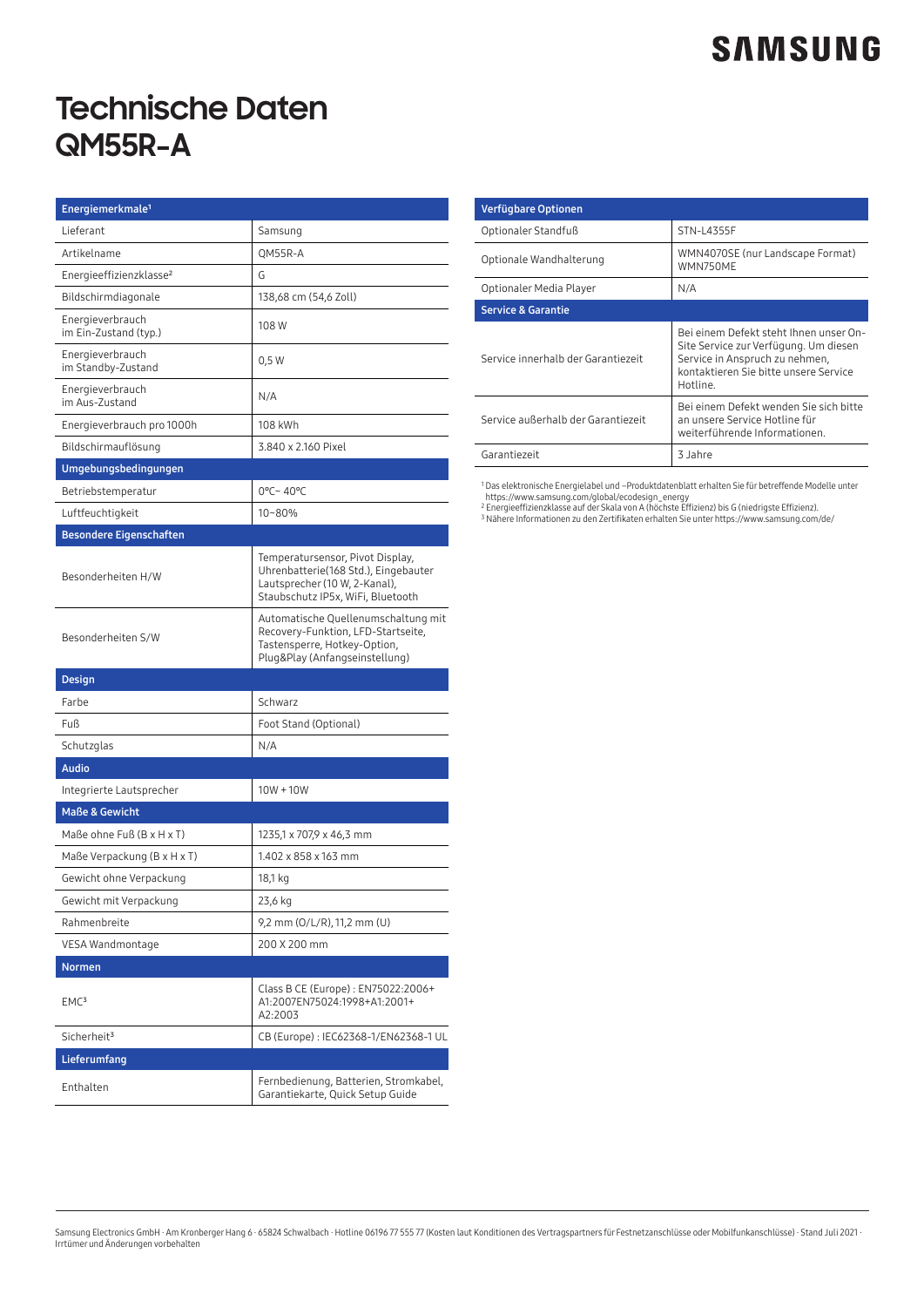# Technische Daten QM55R-A

| Energiemerkmale[1] | |
|---|---|
| Lieferant | Samsung |
| Artikelname | QM55R-A |
| Energieeffizienzklasse[2] | G |
| Bildschirmdiagonale | 138,68 cm (54,6 Zoll) |
| Energieverbrauch im Ein-Zustand (typ.) | 108 W |
| Energieverbrauch im Standby-Zustand | 0,5 W |
| Energieverbrauch im Aus-Zustand | N/A |
| Energieverbrauch pro 1000h | 108 kWh |
| Bildschirmauflösung | 3.840 x 2.160 Pixel |
| **Umgebungsbedingungen** | |
| Betriebstemperatur | 0°C~ 40°C |
| Luftfeuchtigkeit | 10~80% |
| **Besondere Eigenschaften** | |
| Besonderheiten H/W | Temperatursensor, Pivot Display, Uhrenbatterie(168 Std.), Eingebauter Lautsprecher (10 W, 2-Kanal), Staubschutz IP5x, WiFi, Bluetooth |
| Besonderheiten S/W | Automatische Quellenumschaltung mit Recovery-Funktion, LFD-Startseite, Tastensperre, Hotkey-Option, Plug&Play (Anfangseinstellung) |
| **Design** | |
| Farbe | Schwarz |
| Fuß | Foot Stand (Optional) |
| Schutzglas | N/A |
| **Audio** | |
| Integrierte Lautsprecher | 10W + 10W |
| **Maße & Gewicht** | |
| Maße ohne Fuß (B x H x T) | 1235,1 x 707,9 x 46,3 mm |
| Maße Verpackung (B x H x T) | 1.402 x 858 x 163 mm |
| Gewicht ohne Verpackung | 18,1 kg |
| Gewicht mit Verpackung | 23,6 kg |
| Rahmenbreite | 9,2 mm (O/L/R), 11,2 mm (U) |
| VESA Wandmontage | 200 X 200 mm |
| **Normen** | |
| EMC[3] | Class B CE (Europe) : EN75022:2006+ A1:2007EN75024:1998+A1:2001+ A2:2003 |
| Sicherheit[3] | CB (Europe) : IEC62368-1/EN62368-1 UL |
| **Lieferumfang** | |
| Enthalten | Fernbedienung, Batterien, Stromkabel, Garantiekarte, Quick Setup Guide |

| Verfügbare Optionen | |
|---|---|
| Optionaler Standfuß | STN-L4355F |
| Optionale Wandhalterung | WMN4070SE (nur Landscape Format) WMN750ME |
| Optionaler Media Player | N/A |
| **Service & Garantie** | |
| Service innerhalb der Garantiezeit | Bei einem Defekt steht Ihnen unser On-Site Service zur Verfügung. Um diesen Service in Anspruch zu nehmen, kontaktieren Sie bitte unsere Service Hotline. |
| Service außerhalb der Garantiezeit | Bei einem Defekt wenden Sie sich bitte an unsere Service Hotline für weiterführende Informationen. |
| Garantiezeit | 3 Jahre |

[1] Das elektronische Energielabel und –Produktdatenblatt erhalten Sie für betreffende Modelle unter https://www.samsung.com/global/ecodesign_energy
[2] Energieeffizienzklasse auf der Skala von A (höchste Effizienz) bis G (niedrigste Effizienz).
[3] Nähere Informationen zu den Zertifikaten erhalten Sie unter https://www.samsung.com/de/

Samsung Electronics GmbH · Am Kronberger Hang 6 · 65824 Schwalbach · Hotline 06196 77 555 77 (Kosten laut Konditionen des Vertragspartners für Festnetzanschlüsse oder Mobilfunkanschlüsse) · Stand Juli 2021 · Irrtümer und Änderungen vorbehalten